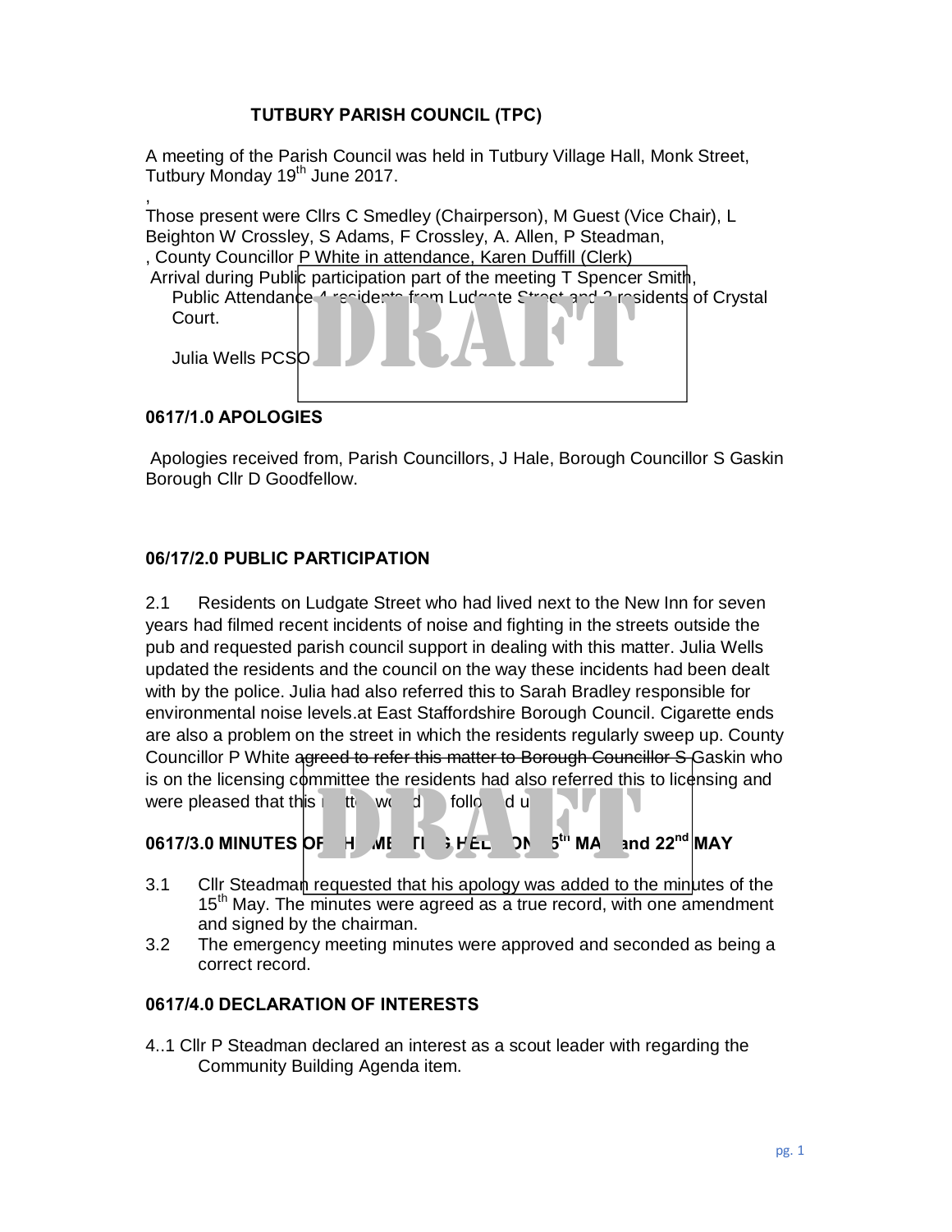**TUTBURY PARISH COUNCIL (TPC)**

A meeting of the Parish Council was held in Tutbury Village Hall, Monk Street, Tutbury Monday 19th June 2017.

,
Those present were Cllrs C Smedley (Chairperson), M Guest (Vice Chair), L Beighton W Crossley, S Adams, F Crossley, A. Allen, P Steadman,
, County Councillor P White in attendance, Karen Duffill (Clerk)
Arrival during Public participation part of the meeting T Spencer Smith,
Public Attendance 4 residents from Ludgate Street and 2 residents of Crystal Court.

Julia Wells PCSO

DRAFT

### 0617/1.0 APOLOGIES

Apologies received from, Parish Councillors, J Hale, Borough Councillor S Gaskin Borough Cllr D Goodfellow.

### 06/17/2.0 PUBLIC PARTICIPATION

2.1 Residents on Ludgate Street who had lived next to the New Inn for seven years had filmed recent incidents of noise and fighting in the streets outside the pub and requested parish council support in dealing with this matter. Julia Wells updated the residents and the council on the way these incidents had been dealt with by the police. Julia had also referred this to Sarah Bradley responsible for environmental noise levels.at East Staffordshire Borough Council. Cigarette ends are also a problem on the street in which the residents regularly sweep up. County Councillor P White agreed to refer this matter to Borough Councillor S Gaskin who is on the licensing committee the residents had also referred this to licensing and were pleased that this matter would be followed up.

DRAFT

### 0617/3.0 MINUTES OF THE MEETING HELD ON 15th MAY and 22nd MAY

3.1 Cllr Steadman requested that his apology was added to the minutes of the 15th May. The minutes were agreed as a true record, with one amendment and signed by the chairman.

3.2 The emergency meeting minutes were approved and seconded as being a correct record.

### 0617/4.0 DECLARATION OF INTERESTS

4..1 Cllr P Steadman declared an interest as a scout leader with regarding the Community Building Agenda item.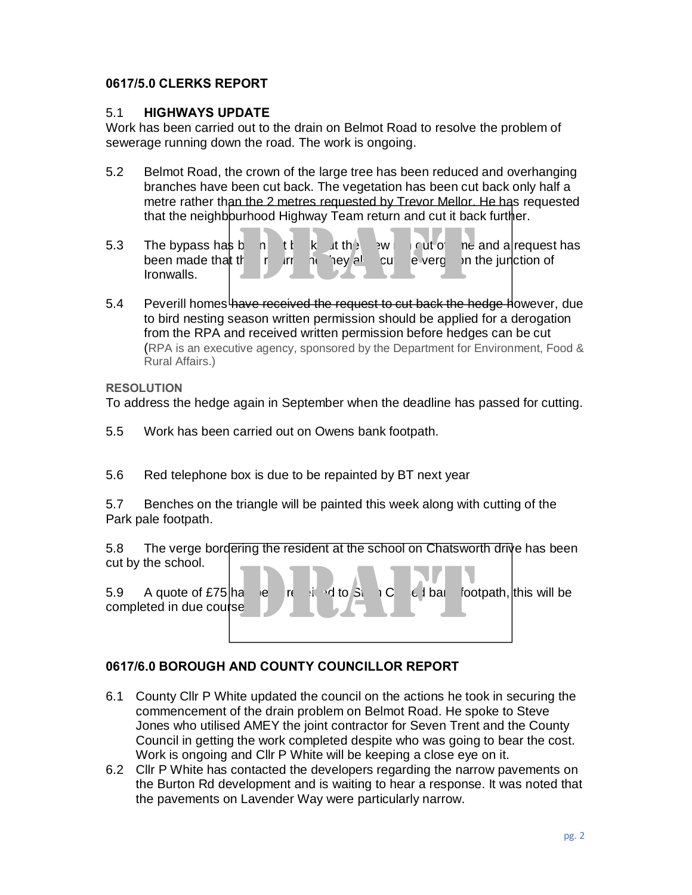## 0617/5.0 CLERKS REPORT

### 5.1 HIGHWAYS UPDATE

Work has been carried out to the drain on Belmot Road to resolve the problem of sewerage running down the road. The work is ongoing.

5.2 Belmot Road, the crown of the large tree has been reduced and overhanging branches have been cut back. The vegetation has been cut back only half a metre rather than the 2 metres requested by Trevor Mellor. He has requested that the neighbourhood Highway Team return and cut it back further.

5.3 The bypass has been cut back at the new cut off line and a request has been made that they return and they also cut the verge on the junction of Ironwalls.

5.4 Peverill homes have received the request to cut back the hedge however, due to bird nesting season written permission should be applied for a derogation from the RPA and received written permission before hedges can be cut (RPA is an executive agency, sponsored by the Department for Environment, Food & Rural Affairs.)

**RESOLUTION**

To address the hedge again in September when the deadline has passed for cutting.

5.5 Work has been carried out on Owens bank footpath.

5.6 Red telephone box is due to be repainted by BT next year

5.7 Benches on the triangle will be painted this week along with cutting of the Park pale footpath.

5.8 The verge bordering the resident at the school on Chatsworth drive has been cut by the school.

5.9 A quote of £75 has been received to Strim Coxford bank footpath, this will be completed in due course

## 0617/6.0 BOROUGH AND COUNTY COUNCILLOR REPORT

6.1 County Cllr P White updated the council on the actions he took in securing the commencement of the drain problem on Belmot Road. He spoke to Steve Jones who utilised AMEY the joint contractor for Seven Trent and the County Council in getting the work completed despite who was going to bear the cost. Work is ongoing and Cllr P White will be keeping a close eye on it.

6.2 Cllr P White has contacted the developers regarding the narrow pavements on the Burton Rd development and is waiting to hear a response. It was noted that the pavements on Lavender Way were particularly narrow.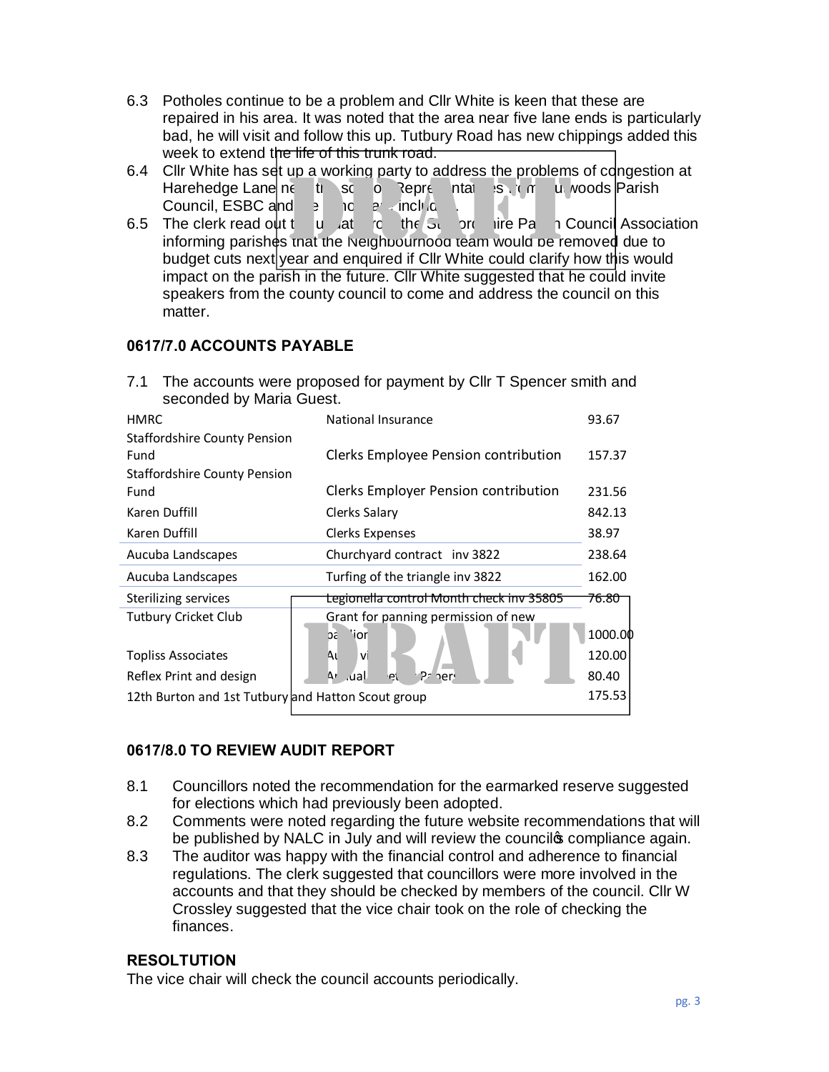6.3 Potholes continue to be a problem and Cllr White is keen that these are repaired in his area. It was noted that the area near five lane ends is particularly bad, he will visit and follow this up. Tutbury Road has new chippings added this week to extend the life of this trunk road.

6.4 Cllr White has set up a working party to address the problems of congestion at Harehedge Lane ne th sc o Repre ntat s rom u woods Parish Council, ESBC and e o e inclu .

6.5 The clerk read out t u at ro the S ord ire Pa h Council Association informing parishes that the Neighbourhood team would be removed due to budget cuts next year and enquired if Cllr White could clarify how this would impact on the parish in the future. Cllr White suggested that he could invite speakers from the county council to come and address the council on this matter.

### 0617/7.0 ACCOUNTS PAYABLE

7.1 The accounts were proposed for payment by Cllr T Spencer smith and seconded by Maria Guest.

| | | |
|---|---|---|
| HMRC | National Insurance | 93.67 |
| Staffordshire County Pension Fund | Clerks Employee Pension contribution | 157.37 |
| Staffordshire County Pension Fund | Clerks Employer Pension contribution | 231.56 |
| Karen Duffill | Clerks Salary | 842.13 |
| Karen Duffill | Clerks Expenses | 38.97 |
| Aucuba Landscapes | Churchyard contract inv 3822 | 238.64 |
| Aucuba Landscapes | Turfing of the triangle inv 3822 | 162.00 |
| Sterilizing services | Legionella control Month check inv 35805 | 76.80 |
| Tutbury Cricket Club | Grant for panning permission of new pa ion | 1000.00 |
| Topliss Associates | Au vi | 120.00 |
| Reflex Print and design | Ar ual et Pa ers | 80.40 |
| 12th Burton and 1st Tutbury and Hatton Scout group | | 175.53 |

### 0617/8.0 TO REVIEW AUDIT REPORT

8.1 Councillors noted the recommendation for the earmarked reserve suggested for elections which had previously been adopted.

8.2 Comments were noted regarding the future website recommendations that will be published by NALC in July and will review the council's compliance again.

8.3 The auditor was happy with the financial control and adherence to financial regulations. The clerk suggested that councillors were more involved in the accounts and that they should be checked by members of the council. Cllr W Crossley suggested that the vice chair took on the role of checking the finances.

### RESOLTUTION

The vice chair will check the council accounts periodically.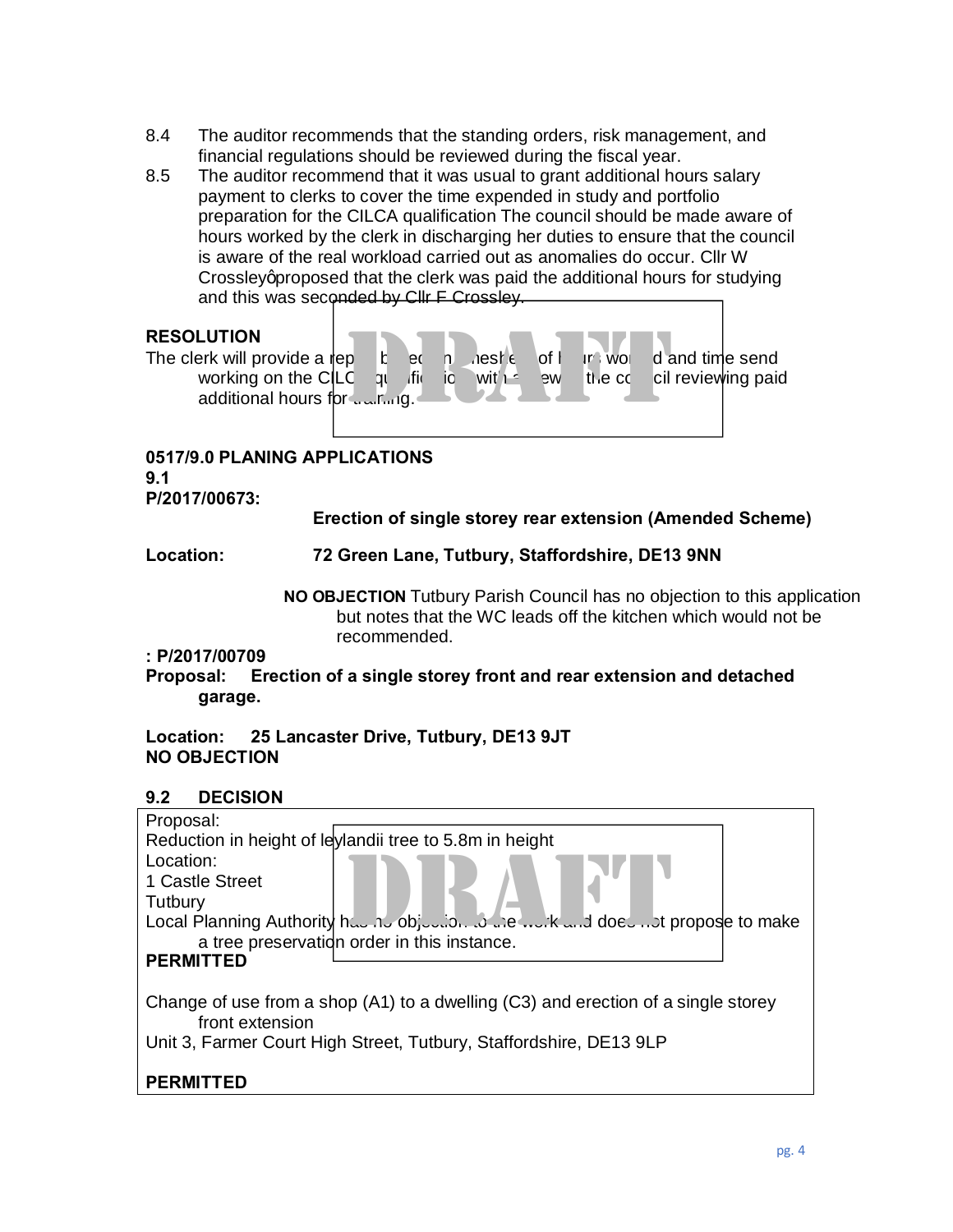8.4 The auditor recommends that the standing orders, risk management, and financial regulations should be reviewed during the fiscal year.

8.5 The auditor recommend that it was usual to grant additional hours salary payment to clerks to cover the time expended in study and portfolio preparation for the CILCA qualification The council should be made aware of hours worked by the clerk in discharging her duties to ensure that the council is aware of the real workload carried out as anomalies do occur. Cllr W Crossleyφproposed that the clerk was paid the additional hours for studying and this was seconded by Cllr F Crossley.

**RESOLUTION**

The clerk will provide a rep b ec n nesh e of h urs wor d and time send working on the CILC qu lific io with a ew the co cil reviewing paid additional hours for training.

**0517/9.0 PLANING APPLICATIONS**

**9.1**

**P/2017/00673:**

**Erection of single storey rear extension (Amended Scheme)**

**Location: 72 Green Lane, Tutbury, Staffordshire, DE13 9NN**

**NO OBJECTION** Tutbury Parish Council has no objection to this application but notes that the WC leads off the kitchen which would not be recommended.

**: P/2017/00709**

**Proposal: Erection of a single storey front and rear extension and detached garage.**

**Location: 25 Lancaster Drive, Tutbury, DE13 9JT**

**NO OBJECTION**

**9.2 DECISION**

Proposal:
Reduction in height of leylandii tree to 5.8m in height
Location:
1 Castle Street
Tutbury
Local Planning Authority has no objection to the work and does not propose to make a tree preservation order in this instance.
**PERMITTED**

Change of use from a shop (A1) to a dwelling (C3) and erection of a single storey front extension
Unit 3, Farmer Court High Street, Tutbury, Staffordshire, DE13 9LP

**PERMITTED**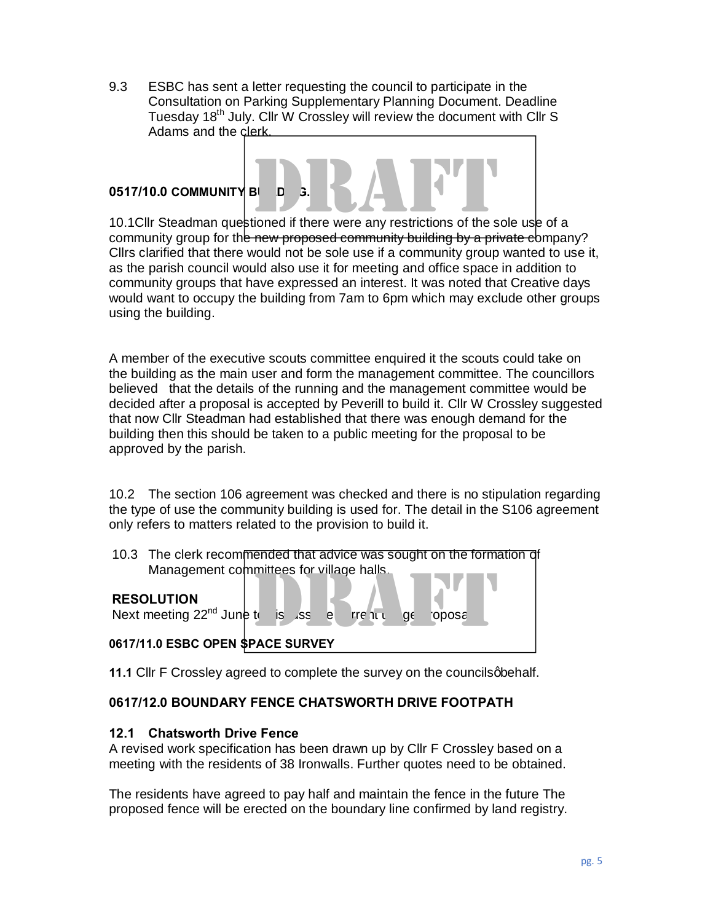9.3 ESBC has sent a letter requesting the council to participate in the Consultation on Parking Supplementary Planning Document. Deadline Tuesday 18th July. Cllr W Crossley will review the document with Cllr S Adams and the clerk.

**0517/10.0 COMMUNITY BUILDING.**

10.1Cllr Steadman questioned if there were any restrictions of the sole use of a community group for the new proposed community building by a private company? Cllrs clarified that there would not be sole use if a community group wanted to use it, as the parish council would also use it for meeting and office space in addition to community groups that have expressed an interest. It was noted that Creative days would want to occupy the building from 7am to 6pm which may exclude other groups using the building.

A member of the executive scouts committee enquired it the scouts could take on the building as the main user and form the management committee. The councillors believed that the details of the running and the management committee would be decided after a proposal is accepted by Peverill to build it. Cllr W Crossley suggested that now Cllr Steadman had established that there was enough demand for the building then this should be taken to a public meeting for the proposal to be approved by the parish.

10.2 The section 106 agreement was checked and there is no stipulation regarding the type of use the community building is used for. The detail in the S106 agreement only refers to matters related to the provision to build it.

10.3 The clerk recommended that advice was sought on the formation of Management committees for village halls.

**RESOLUTION**
Next meeting 22nd June to discuss the current usage proposal

**0617/11.0 ESBC OPEN SPACE SURVEY**

**11.1** Cllr F Crossley agreed to complete the survey on the councils' behalf.

**0617/12.0 BOUNDARY FENCE CHATSWORTH DRIVE FOOTPATH**

**12.1 Chatsworth Drive Fence**
A revised work specification has been drawn up by Cllr F Crossley based on a meeting with the residents of 38 Ironwalls. Further quotes need to be obtained.

The residents have agreed to pay half and maintain the fence in the future The proposed fence will be erected on the boundary line confirmed by land registry.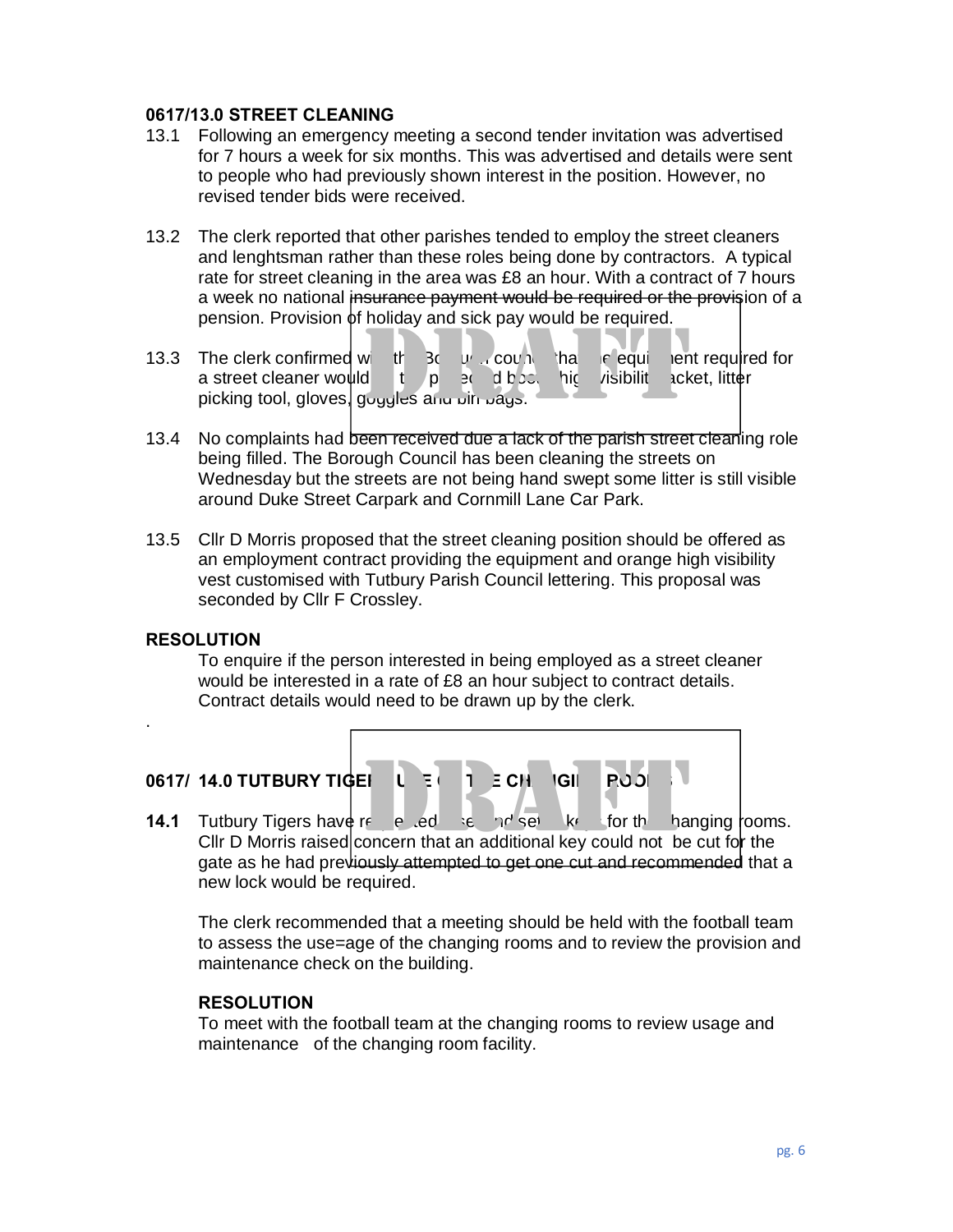**0617/13.0 STREET CLEANING**

13.1 Following an emergency meeting a second tender invitation was advertised for 7 hours a week for six months. This was advertised and details were sent to people who had previously shown interest in the position. However, no revised tender bids were received.

13.2 The clerk reported that other parishes tended to employ the street cleaners and lenghtsman rather than these roles being done by contractors. A typical rate for street cleaning in the area was £8 an hour. With a contract of 7 hours a week no national insurance payment would be required or the provision of a pension. Provision of holiday and sick pay would be required.

13.3 The clerk confirmed with the Borough council that the equipment required for a street cleaner would be to provided boots, high visibility jacket, litter picking tool, gloves, goggles and bin bags.

13.4 No complaints had been received due a lack of the parish street cleaning role being filled. The Borough Council has been cleaning the streets on Wednesday but the streets are not being hand swept some litter is still visible around Duke Street Carpark and Cornmill Lane Car Park.

13.5 Cllr D Morris proposed that the street cleaning position should be offered as an employment contract providing the equipment and orange high visibility vest customised with Tutbury Parish Council lettering. This proposal was seconded by Cllr F Crossley.

**RESOLUTION**

To enquire if the person interested in being employed as a street cleaner would be interested in a rate of £8 an hour subject to contract details. Contract details would need to be drawn up by the clerk.

.

**0617/ 14.0 TUTBURY TIGERS USE OF THE CHANGING ROOMS**

**14.1** Tutbury Tigers have requested a second set of keys for the changing rooms. Cllr D Morris raised concern that an additional key could not be cut for the gate as he had previously attempted to get one cut and recommended that a new lock would be required.

The clerk recommended that a meeting should be held with the football team to assess the use=age of the changing rooms and to review the provision and maintenance check on the building.

**RESOLUTION**

To meet with the football team at the changing rooms to review usage and maintenance of the changing room facility.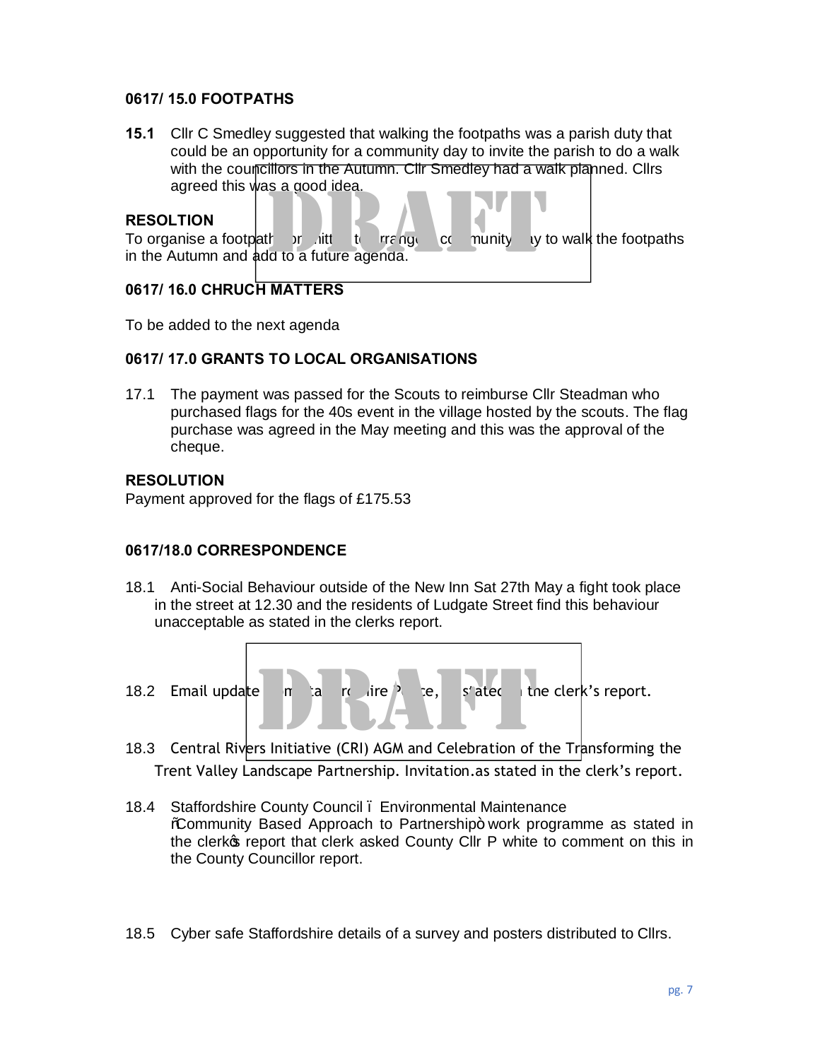### 0617/ 15.0 FOOTPATHS

**15.1** Cllr C Smedley suggested that walking the footpaths was a parish duty that could be an opportunity for a community day to invite the parish to do a walk with the councillors in the Autumn. Cllr Smedley had a walk planned. Cllrs agreed this was a good idea.

**RESOLTION**
To organise a footpath committee to arrange a community day to walk the footpaths in the Autumn and add to a future agenda.

### 0617/ 16.0 CHRUCH MATTERS

To be added to the next agenda

### 0617/ 17.0 GRANTS TO LOCAL ORGANISATIONS

17.1 The payment was passed for the Scouts to reimburse Cllr Steadman who purchased flags for the 40s event in the village hosted by the scouts. The flag purchase was agreed in the May meeting and this was the approval of the cheque.

**RESOLUTION**
Payment approved for the flags of £175.53

### 0617/18.0 CORRESPONDENCE

18.1 Anti-Social Behaviour outside of the New Inn Sat 27th May a fight took place in the street at 12.30 and the residents of Ludgate Street find this behaviour unacceptable as stated in the clerks report.

18.2 Email update from Staffordshire Police, as stated in the clerk's report.

18.3 Central Rivers Initiative (CRI) AGM and Celebration of the Transforming the Trent Valley Landscape Partnership. Invitation.as stated in the clerk's report.

18.4 Staffordshire County Council – Environmental Maintenance "Community Based Approach to Partnership" work programme as stated in the clerk's report that clerk asked County Cllr P white to comment on this in the County Councillor report.

18.5 Cyber safe Staffordshire details of a survey and posters distributed to Cllrs.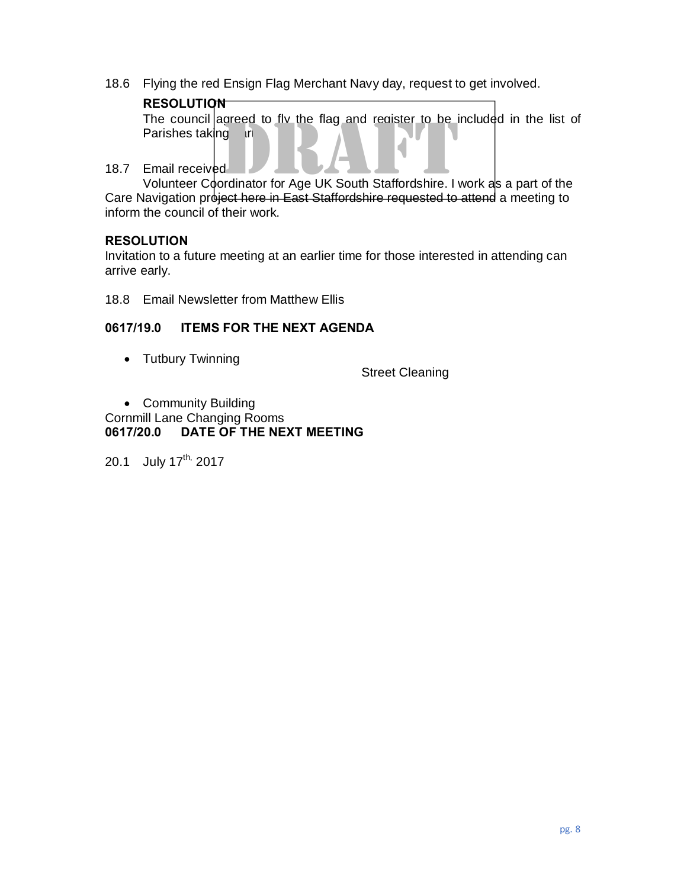18.6 Flying the red Ensign Flag Merchant Navy day, request to get involved.

**RESOLUTION**
The council agreed to fly the flag and register to be included in the list of Parishes taking part

18.7 Email received
Volunteer Coordinator for Age UK South Staffordshire. I work as a part of the Care Navigation project here in East Staffordshire requested to attend a meeting to inform the council of their work.

**RESOLUTION**
Invitation to a future meeting at an earlier time for those interested in attending can arrive early.

18.8 Email Newsletter from Matthew Ellis

**0617/19.0 ITEMS FOR THE NEXT AGENDA**

- Tutbury Twinning

Street Cleaning

- Community Building

Cornmill Lane Changing Rooms

**0617/20.0 DATE OF THE NEXT MEETING**

20.1 July 17th, 2017